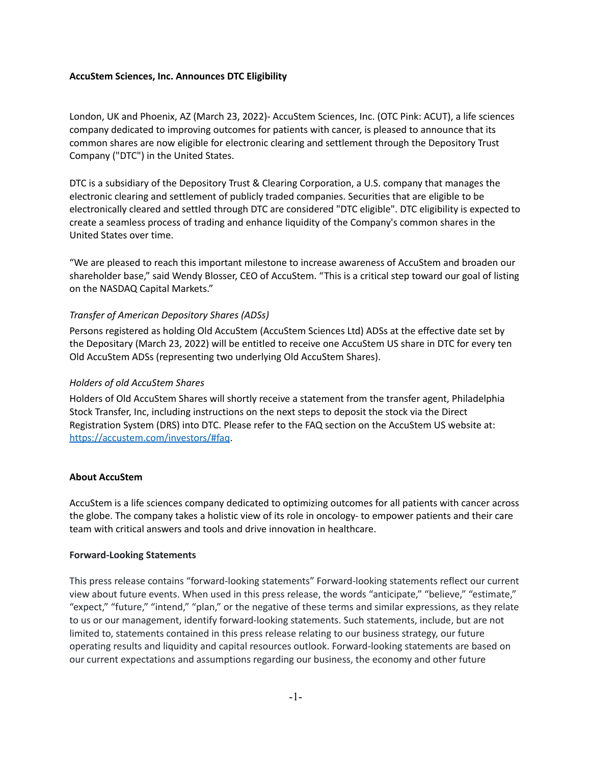**AccuStem Sciences, Inc. Announces DTC Eligibility**

London, UK and Phoenix, AZ (March 23, 2022)- AccuStem Sciences, Inc. (OTC Pink: ACUT), a life sciences company dedicated to improving outcomes for patients with cancer, is pleased to announce that its common shares are now eligible for electronic clearing and settlement through the Depository Trust Company ("DTC") in the United States.

DTC is a subsidiary of the Depository Trust & Clearing Corporation, a U.S. company that manages the electronic clearing and settlement of publicly traded companies. Securities that are eligible to be electronically cleared and settled through DTC are considered "DTC eligible". DTC eligibility is expected to create a seamless process of trading and enhance liquidity of the Company's common shares in the United States over time.

“We are pleased to reach this important milestone to increase awareness of AccuStem and broaden our shareholder base,” said Wendy Blosser, CEO of AccuStem. “This is a critical step toward our goal of listing on the NASDAQ Capital Markets.”

*Transfer of American Depository Shares (ADSs)*

Persons registered as holding Old AccuStem (AccuStem Sciences Ltd) ADSs at the effective date set by the Depositary (March 23, 2022) will be entitled to receive one AccuStem US share in DTC for every ten Old AccuStem ADSs (representing two underlying Old AccuStem Shares).

*Holders of old AccuStem Shares*

Holders of Old AccuStem Shares will shortly receive a statement from the transfer agent, Philadelphia Stock Transfer, Inc, including instructions on the next steps to deposit the stock via the Direct Registration System (DRS) into DTC. Please refer to the FAQ section on the AccuStem US website at: [https://accustem.com/investors/#faq](https://accustem.com/investors/#faq).

**About AccuStem**

AccuStem is a life sciences company dedicated to optimizing outcomes for all patients with cancer across the globe. The company takes a holistic view of its role in oncology- to empower patients and their care team with critical answers and tools and drive innovation in healthcare.

**Forward-Looking Statements**

This press release contains “forward-looking statements” Forward-looking statements reflect our current view about future events. When used in this press release, the words “anticipate,” “believe,” “estimate,” “expect,” “future,” “intend,” “plan,” or the negative of these terms and similar expressions, as they relate to us or our management, identify forward-looking statements. Such statements, include, but are not limited to, statements contained in this press release relating to our business strategy, our future operating results and liquidity and capital resources outlook. Forward-looking statements are based on our current expectations and assumptions regarding our business, the economy and other future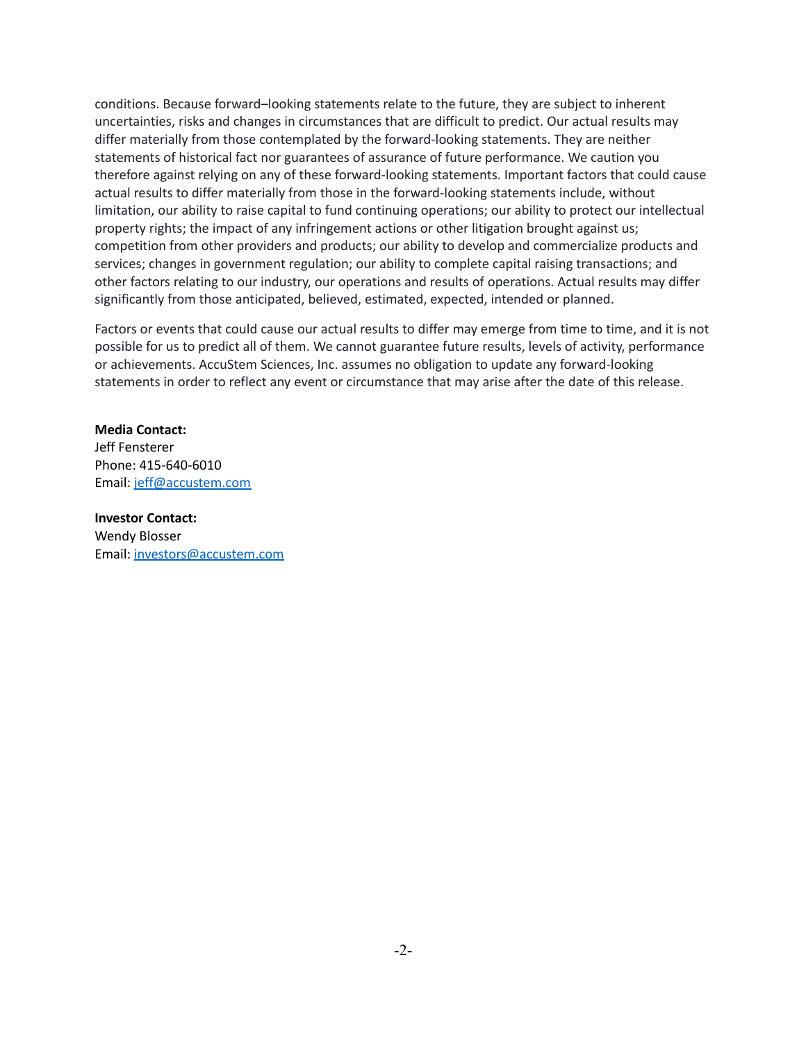conditions. Because forward–looking statements relate to the future, they are subject to inherent uncertainties, risks and changes in circumstances that are difficult to predict. Our actual results may differ materially from those contemplated by the forward-looking statements. They are neither statements of historical fact nor guarantees of assurance of future performance. We caution you therefore against relying on any of these forward-looking statements. Important factors that could cause actual results to differ materially from those in the forward-looking statements include, without limitation, our ability to raise capital to fund continuing operations; our ability to protect our intellectual property rights; the impact of any infringement actions or other litigation brought against us; competition from other providers and products; our ability to develop and commercialize products and services; changes in government regulation; our ability to complete capital raising transactions; and other factors relating to our industry, our operations and results of operations. Actual results may differ significantly from those anticipated, believed, estimated, expected, intended or planned.

Factors or events that could cause our actual results to differ may emerge from time to time, and it is not possible for us to predict all of them. We cannot guarantee future results, levels of activity, performance or achievements. AccuStem Sciences, Inc. assumes no obligation to update any forward-looking statements in order to reflect any event or circumstance that may arise after the date of this release.

**Media Contact:**
Jeff Fensterer
Phone: 415-640-6010
Email: jeff@accustem.com

**Investor Contact:**
Wendy Blosser
Email: investors@accustem.com